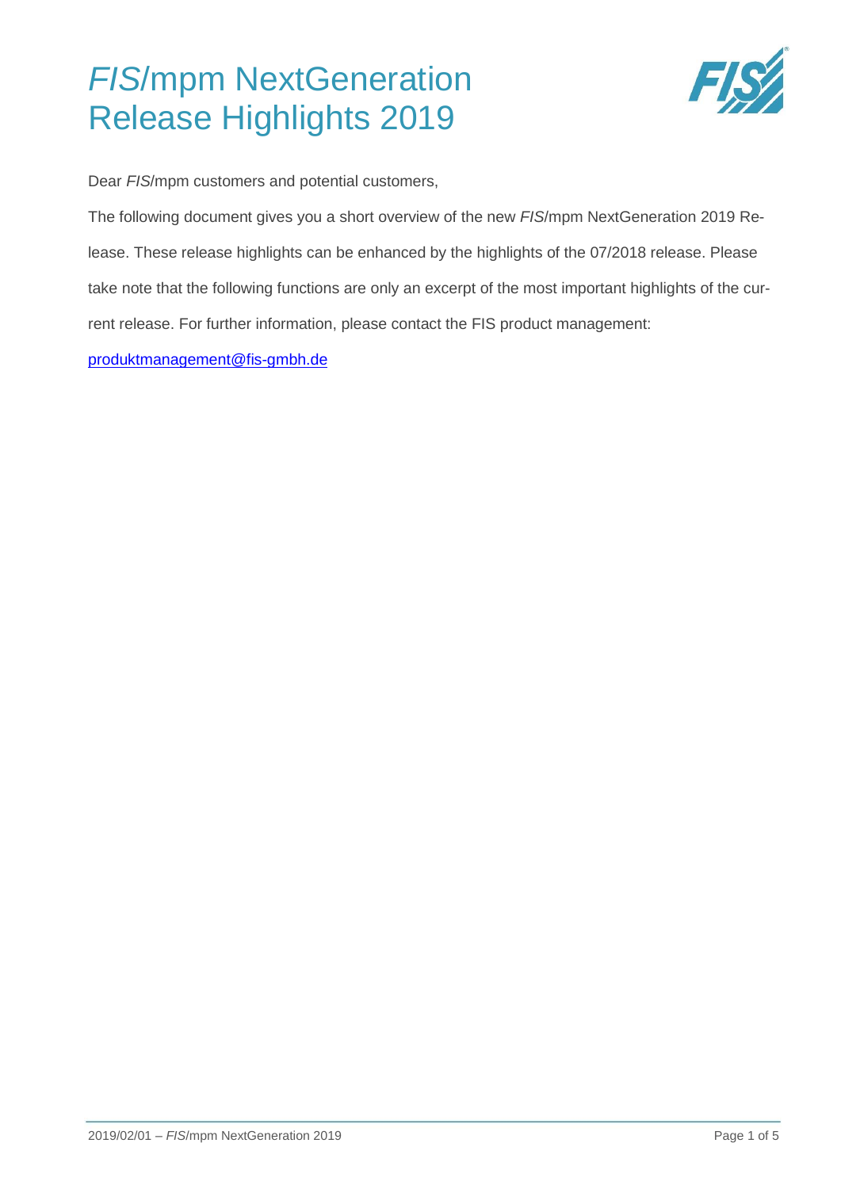# *FIS*/mpm NextGeneration Release Highlights 2019

Dear *FIS*/mpm customers and potential customers,

The following document gives you a short overview of the new *FIS*/mpm NextGeneration 2019 Release. These release highlights can be enhanced by the highlights of the 07/2018 release. Please take note that the following functions are only an excerpt of the most important highlights of the current release. For further information, please contact the FIS product management:

[produktmanagement@fis-gmbh.de](mailto:produktmanagement@fis-gmbh.de)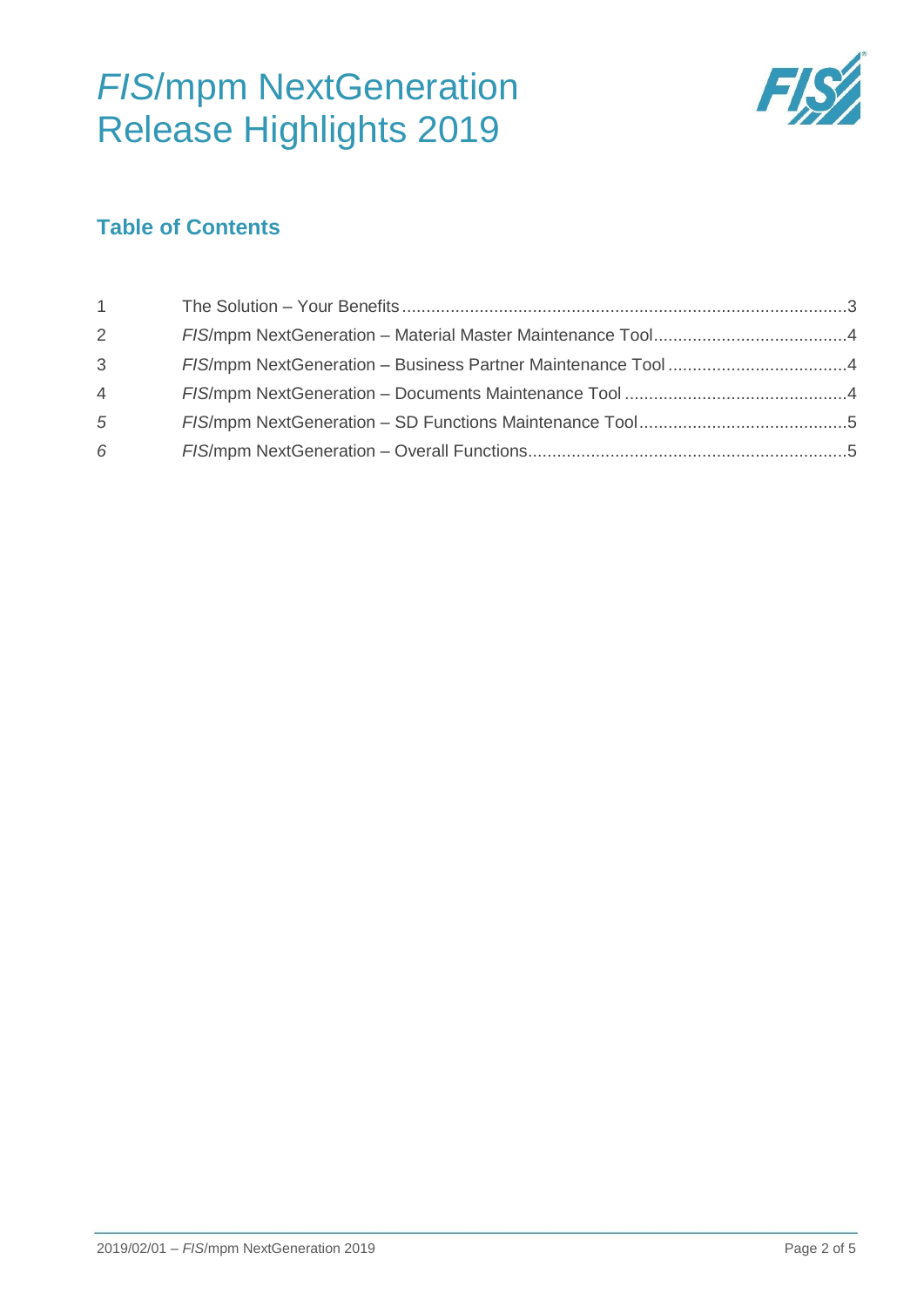# *FIS*/mpm NextGeneration Release Highlights 2019

## Table of Contents

1 The Solution – Your Benefits ..... 3
2 *FIS*/mpm NextGeneration – Material Master Maintenance Tool ..... 4
3 *FIS*/mpm NextGeneration – Business Partner Maintenance Tool ..... 4
4 *FIS*/mpm NextGeneration – Documents Maintenance Tool ..... 4
5 *FIS*/mpm NextGeneration – SD Functions Maintenance Tool ..... 5
6 *FIS*/mpm NextGeneration – Overall Functions ..... 5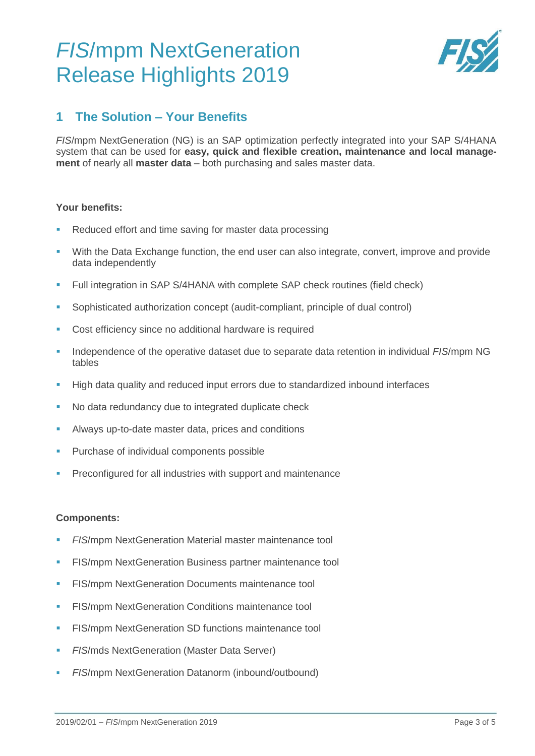# *FIS*/mpm NextGeneration Release Highlights 2019

## 1 The Solution – Your Benefits

*FIS*/mpm NextGeneration (NG) is an SAP optimization perfectly integrated into your SAP S/4HANA system that can be used for **easy, quick and flexible creation, maintenance and local management** of nearly all **master data** – both purchasing and sales master data.

**Your benefits:**

- Reduced effort and time saving for master data processing
- With the Data Exchange function, the end user can also integrate, convert, improve and provide data independently
- Full integration in SAP S/4HANA with complete SAP check routines (field check)
- Sophisticated authorization concept (audit-compliant, principle of dual control)
- Cost efficiency since no additional hardware is required
- Independence of the operative dataset due to separate data retention in individual *FIS*/mpm NG tables
- High data quality and reduced input errors due to standardized inbound interfaces
- No data redundancy due to integrated duplicate check
- Always up-to-date master data, prices and conditions
- Purchase of individual components possible
- Preconfigured for all industries with support and maintenance

**Components:**

- *FIS*/mpm NextGeneration Material master maintenance tool
- FIS/mpm NextGeneration Business partner maintenance tool
- FIS/mpm NextGeneration Documents maintenance tool
- FIS/mpm NextGeneration Conditions maintenance tool
- FIS/mpm NextGeneration SD functions maintenance tool
- *FIS*/mds NextGeneration (Master Data Server)
- *FIS*/mpm NextGeneration Datanorm (inbound/outbound)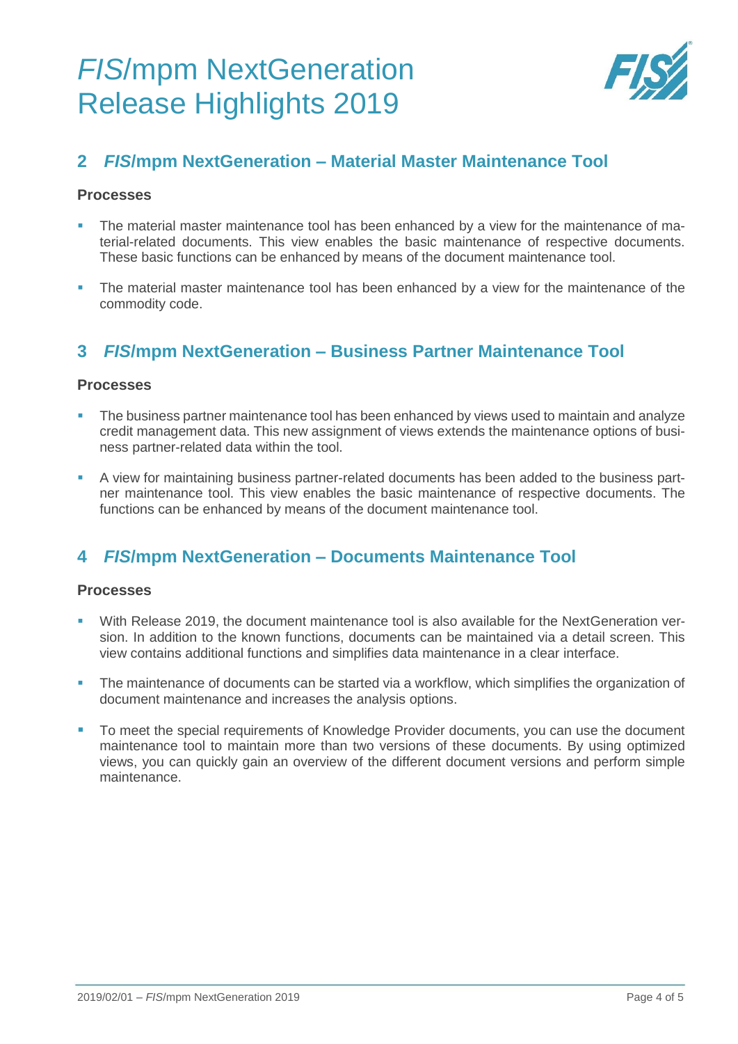## 2 *FIS*/mpm NextGeneration – Material Master Maintenance Tool

### Processes

- The material master maintenance tool has been enhanced by a view for the maintenance of material-related documents. This view enables the basic maintenance of respective documents. These basic functions can be enhanced by means of the document maintenance tool.
- The material master maintenance tool has been enhanced by a view for the maintenance of the commodity code.

## 3 *FIS*/mpm NextGeneration – Business Partner Maintenance Tool

### Processes

- The business partner maintenance tool has been enhanced by views used to maintain and analyze credit management data. This new assignment of views extends the maintenance options of business partner-related data within the tool.
- A view for maintaining business partner-related documents has been added to the business partner maintenance tool. This view enables the basic maintenance of respective documents. The functions can be enhanced by means of the document maintenance tool.

## 4 *FIS*/mpm NextGeneration – Documents Maintenance Tool

### Processes

- With Release 2019, the document maintenance tool is also available for the NextGeneration version. In addition to the known functions, documents can be maintained via a detail screen. This view contains additional functions and simplifies data maintenance in a clear interface.
- The maintenance of documents can be started via a workflow, which simplifies the organization of document maintenance and increases the analysis options.
- To meet the special requirements of Knowledge Provider documents, you can use the document maintenance tool to maintain more than two versions of these documents. By using optimized views, you can quickly gain an overview of the different document versions and perform simple maintenance.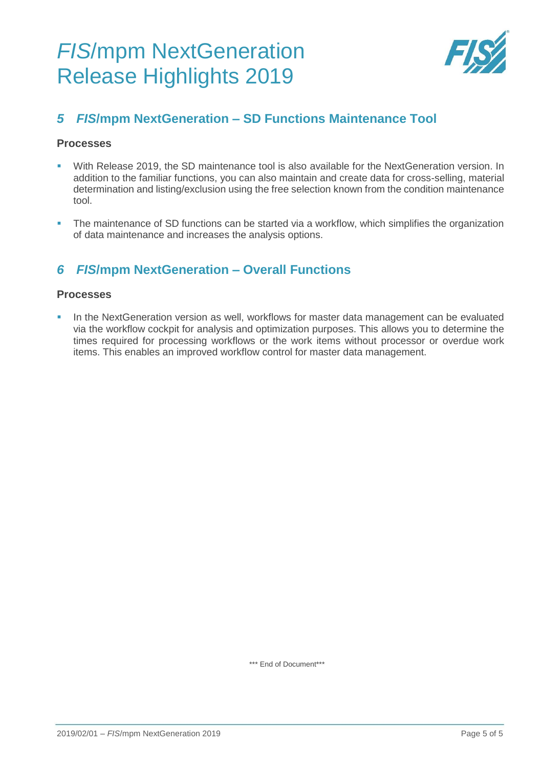## 5 *FIS*/mpm NextGeneration – SD Functions Maintenance Tool

### Processes

- With Release 2019, the SD maintenance tool is also available for the NextGeneration version. In addition to the familiar functions, you can also maintain and create data for cross-selling, material determination and listing/exclusion using the free selection known from the condition maintenance tool.
- The maintenance of SD functions can be started via a workflow, which simplifies the organization of data maintenance and increases the analysis options.

## 6 *FIS*/mpm NextGeneration – Overall Functions

### Processes

- In the NextGeneration version as well, workflows for master data management can be evaluated via the workflow cockpit for analysis and optimization purposes. This allows you to determine the times required for processing workflows or the work items without processor or overdue work items. This enables an improved workflow control for master data management.

*** End of Document***